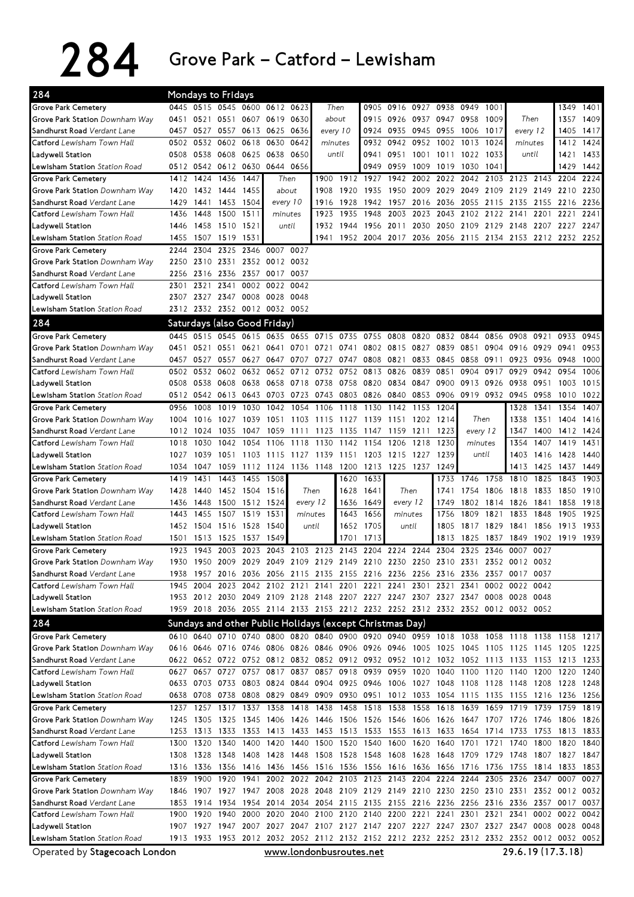# 284 Grove Park – Catford – Lewisham

## Mondays to Fridays

| 284 | | | | | | | | | | | | | | | | | | |
|---|---|---|---|---|---|---|---|---|---|---|---|---|---|---|---|---|---|---|
| Grove Park Cemetery | 0445 | 0515 | 0545 | 0600 | 0612 | 0623 | Then | 0905 | 0916 | 0927 | 0938 | 0949 | 1001 | Then | 1349 | 1401 |
| Grove Park Station *Downham Way* | 0451 | 0521 | 0551 | 0607 | 0619 | 0630 | about | 0915 | 0926 | 0937 | 0947 | 0958 | 1009 | | 1357 | 1409 |
| Sandhurst Road *Verdant Lane* | 0457 | 0527 | 0557 | 0613 | 0625 | 0636 | every 10 | 0924 | 0935 | 0945 | 0955 | 1006 | 1017 | every 12 | 1405 | 1417 |
| Catford *Lewisham Town Hall* | 0502 | 0532 | 0602 | 0618 | 0630 | 0642 | minutes | 0932 | 0942 | 0952 | 1002 | 1013 | 1024 | minutes | 1412 | 1424 |
| Ladywell Station | 0508 | 0538 | 0608 | 0625 | 0638 | 0650 | until | 0941 | 0951 | 1001 | 1011 | 1022 | 1033 | until | 1421 | 1433 |
| Lewisham Station *Station Road* | 0512 | 0542 | 0612 | 0630 | 0644 | 0656 | | 0949 | 0959 | 1009 | 1019 | 1030 | 1041 | | 1429 | 1442 |

| | | | | | | | | | | | | | | | | | |
|---|---|---|---|---|---|---|---|---|---|---|---|---|---|---|---|---|---|
| Grove Park Cemetery | 1412 | 1424 | 1436 | 1447 | Then | 1900 | 1912 | 1927 | 1942 | 2002 | 2022 | 2042 | 2103 | 2123 | 2143 | 2204 | 2224 |
| Grove Park Station *Downham Way* | 1420 | 1432 | 1444 | 1455 | about | 1908 | 1920 | 1935 | 1950 | 2009 | 2029 | 2049 | 2109 | 2129 | 2149 | 2210 | 2230 |
| Sandhurst Road *Verdant Lane* | 1429 | 1441 | 1453 | 1504 | every 10 | 1916 | 1928 | 1942 | 1957 | 2016 | 2036 | 2055 | 2115 | 2135 | 2155 | 2216 | 2236 |
| Catford *Lewisham Town Hall* | 1436 | 1448 | 1500 | 1511 | minutes | 1923 | 1935 | 1948 | 2003 | 2023 | 2043 | 2102 | 2122 | 2141 | 2201 | 2221 | 2241 |
| Ladywell Station | 1446 | 1458 | 1510 | 1521 | until | 1932 | 1944 | 1956 | 2011 | 2030 | 2050 | 2109 | 2129 | 2148 | 2207 | 2227 | 2247 |
| Lewisham Station *Station Road* | 1455 | 1507 | 1519 | 1531 | | 1941 | 1952 | 2004 | 2017 | 2036 | 2056 | 2115 | 2134 | 2153 | 2212 | 2232 | 2252 |

| | | | | | | |
|---|---|---|---|---|---|---|
| Grove Park Cemetery | 2244 | 2304 | 2325 | 2346 | 0007 | 0027 |
| Grove Park Station *Downham Way* | 2250 | 2310 | 2331 | 2352 | 0012 | 0032 |
| Sandhurst Road *Verdant Lane* | 2256 | 2316 | 2336 | 2357 | 0017 | 0037 |
| Catford *Lewisham Town Hall* | 2301 | 2321 | 2341 | 0002 | 0022 | 0042 |
| Ladywell Station | 2307 | 2327 | 2347 | 0008 | 0028 | 0048 |
| Lewisham Station *Station Road* | 2312 | 2332 | 2352 | 0012 | 0032 | 0052 |

## Saturdays (also Good Friday)

| 284 | | | | | | | | | | | | | | | | | | |
|---|---|---|---|---|---|---|---|---|---|---|---|---|---|---|---|---|---|---|
| Grove Park Cemetery | 0445 | 0515 | 0545 | 0615 | 0635 | 0655 | 0715 | 0735 | 0755 | 0808 | 0820 | 0832 | 0844 | 0856 | 0908 | 0921 | 0933 | 0945 |
| Grove Park Station *Downham Way* | 0451 | 0521 | 0551 | 0621 | 0641 | 0701 | 0721 | 0741 | 0802 | 0815 | 0827 | 0839 | 0851 | 0904 | 0916 | 0929 | 0941 | 0953 |
| Sandhurst Road *Verdant Lane* | 0457 | 0527 | 0557 | 0627 | 0647 | 0707 | 0727 | 0747 | 0808 | 0821 | 0833 | 0845 | 0858 | 0911 | 0923 | 0936 | 0948 | 1000 |
| Catford *Lewisham Town Hall* | 0502 | 0532 | 0602 | 0632 | 0652 | 0712 | 0732 | 0752 | 0813 | 0826 | 0839 | 0851 | 0904 | 0917 | 0929 | 0942 | 0954 | 1006 |
| Ladywell Station | 0508 | 0538 | 0608 | 0638 | 0658 | 0718 | 0738 | 0758 | 0820 | 0834 | 0847 | 0900 | 0913 | 0926 | 0938 | 0951 | 1003 | 1015 |
| Lewisham Station *Station Road* | 0512 | 0542 | 0613 | 0643 | 0703 | 0723 | 0743 | 0803 | 0826 | 0840 | 0853 | 0906 | 0919 | 0932 | 0945 | 0958 | 1010 | 1022 |

| | | | | | | | | | | | | | | | | |
|---|---|---|---|---|---|---|---|---|---|---|---|---|---|---|---|---|
| Grove Park Cemetery | 0956 | 1008 | 1019 | 1030 | 1042 | 1054 | 1106 | 1118 | 1130 | 1142 | 1153 | 1204 | Then | 1328 | 1341 | 1354 | 1407 |
| Grove Park Station *Downham Way* | 1004 | 1016 | 1027 | 1039 | 1051 | 1103 | 1115 | 1127 | 1139 | 1151 | 1202 | 1214 | | 1338 | 1351 | 1404 | 1416 |
| Sandhurst Road *Verdant Lane* | 1012 | 1024 | 1035 | 1047 | 1059 | 1111 | 1123 | 1135 | 1147 | 1159 | 1211 | 1223 | every 12 | 1347 | 1400 | 1412 | 1424 |
| Catford *Lewisham Town Hall* | 1018 | 1030 | 1042 | 1054 | 1106 | 1118 | 1130 | 1142 | 1154 | 1206 | 1218 | 1230 | minutes | 1354 | 1407 | 1419 | 1431 |
| Ladywell Station | 1027 | 1039 | 1051 | 1103 | 1115 | 1127 | 1139 | 1151 | 1203 | 1215 | 1227 | 1239 | until | 1403 | 1416 | 1428 | 1440 |
| Lewisham Station *Station Road* | 1034 | 1047 | 1059 | 1112 | 1124 | 1136 | 1148 | 1200 | 1213 | 1225 | 1237 | 1249 | | 1413 | 1425 | 1437 | 1449 |

| | | | | | | | | | | | | | | | | | |
|---|---|---|---|---|---|---|---|---|---|---|---|---|---|---|---|---|---|
| Grove Park Cemetery | 1419 | 1431 | 1443 | 1455 | 1508 | Then | 1620 | 1633 | Then | 1733 | 1746 | 1758 | 1810 | 1825 | 1843 | 1903 |
| Grove Park Station *Downham Way* | 1428 | 1440 | 1452 | 1504 | 1516 | | 1628 | 1641 | | 1741 | 1754 | 1806 | 1818 | 1833 | 1850 | 1910 |
| Sandhurst Road *Verdant Lane* | 1436 | 1448 | 1500 | 1512 | 1524 | every 12 | 1636 | 1649 | every 12 | 1749 | 1802 | 1814 | 1826 | 1841 | 1858 | 1918 |
| Catford *Lewisham Town Hall* | 1443 | 1455 | 1507 | 1519 | 1531 | minutes | 1643 | 1656 | minutes | 1756 | 1809 | 1821 | 1833 | 1848 | 1905 | 1925 |
| Ladywell Station | 1452 | 1504 | 1516 | 1528 | 1540 | until | 1652 | 1705 | until | 1805 | 1817 | 1829 | 1841 | 1856 | 1913 | 1933 |
| Lewisham Station *Station Road* | 1501 | 1513 | 1525 | 1537 | 1549 | | 1701 | 1713 | | 1813 | 1825 | 1837 | 1849 | 1902 | 1919 | 1939 |

| | | | | | | | | | | | | | | | |
|---|---|---|---|---|---|---|---|---|---|---|---|---|---|---|---|
| Grove Park Cemetery | 1923 | 1943 | 2003 | 2023 | 2043 | 2103 | 2123 | 2143 | 2204 | 2224 | 2244 | 2304 | 2325 | 2346 | 0007 | 0027 |
| Grove Park Station *Downham Way* | 1930 | 1950 | 2009 | 2029 | 2049 | 2109 | 2129 | 2149 | 2210 | 2230 | 2250 | 2310 | 2331 | 2352 | 0012 | 0032 |
| Sandhurst Road *Verdant Lane* | 1938 | 1957 | 2016 | 2036 | 2056 | 2115 | 2135 | 2155 | 2216 | 2236 | 2256 | 2316 | 2336 | 2357 | 0017 | 0037 |
| Catford *Lewisham Town Hall* | 1945 | 2004 | 2023 | 2042 | 2102 | 2121 | 2141 | 2201 | 2221 | 2241 | 2301 | 2321 | 2341 | 0002 | 0022 | 0042 |
| Ladywell Station | 1953 | 2012 | 2030 | 2049 | 2109 | 2128 | 2148 | 2207 | 2227 | 2247 | 2307 | 2327 | 2347 | 0008 | 0028 | 0048 |
| Lewisham Station *Station Road* | 1959 | 2018 | 2036 | 2055 | 2114 | 2133 | 2153 | 2212 | 2232 | 2252 | 2312 | 2332 | 2352 | 0012 | 0032 | 0052 |

## Sundays and other Public Holidays (except Christmas Day)

| 284 | | | | | | | | | | | | | | | | | | |
|---|---|---|---|---|---|---|---|---|---|---|---|---|---|---|---|---|---|---|
| Grove Park Cemetery | 0610 | 0640 | 0710 | 0740 | 0800 | 0820 | 0840 | 0900 | 0920 | 0940 | 0959 | 1018 | 1038 | 1058 | 1118 | 1138 | 1158 | 1217 |
| Grove Park Station *Downham Way* | 0616 | 0646 | 0716 | 0746 | 0806 | 0826 | 0846 | 0906 | 0926 | 0946 | 1005 | 1025 | 1045 | 1105 | 1125 | 1145 | 1205 | 1225 |
| Sandhurst Road *Verdant Lane* | 0622 | 0652 | 0722 | 0752 | 0812 | 0832 | 0852 | 0912 | 0932 | 0952 | 1012 | 1032 | 1052 | 1113 | 1133 | 1153 | 1213 | 1233 |
| Catford *Lewisham Town Hall* | 0627 | 0657 | 0727 | 0757 | 0817 | 0837 | 0857 | 0918 | 0939 | 0959 | 1020 | 1040 | 1100 | 1120 | 1140 | 1200 | 1220 | 1240 |
| Ladywell Station | 0633 | 0703 | 0733 | 0803 | 0824 | 0844 | 0904 | 0925 | 0946 | 1006 | 1027 | 1048 | 1108 | 1128 | 1148 | 1208 | 1228 | 1248 |
| Lewisham Station *Station Road* | 0638 | 0708 | 0738 | 0808 | 0829 | 0849 | 0909 | 0930 | 0951 | 1012 | 1033 | 1054 | 1115 | 1135 | 1155 | 1216 | 1236 | 1256 |

| | | | | | | | | | | | | | | | | | | |
|---|---|---|---|---|---|---|---|---|---|---|---|---|---|---|---|---|---|---|
| Grove Park Cemetery | 1237 | 1257 | 1317 | 1337 | 1358 | 1418 | 1438 | 1458 | 1518 | 1538 | 1558 | 1618 | 1639 | 1659 | 1719 | 1739 | 1759 | 1819 |
| Grove Park Station *Downham Way* | 1245 | 1305 | 1325 | 1345 | 1406 | 1426 | 1446 | 1506 | 1526 | 1546 | 1606 | 1626 | 1647 | 1707 | 1726 | 1746 | 1806 | 1826 |
| Sandhurst Road *Verdant Lane* | 1253 | 1313 | 1333 | 1353 | 1413 | 1433 | 1453 | 1513 | 1533 | 1553 | 1613 | 1633 | 1654 | 1714 | 1733 | 1753 | 1813 | 1833 |
| Catford *Lewisham Town Hall* | 1300 | 1320 | 1340 | 1400 | 1420 | 1440 | 1500 | 1520 | 1540 | 1600 | 1620 | 1640 | 1701 | 1721 | 1740 | 1800 | 1820 | 1840 |
| Ladywell Station | 1308 | 1328 | 1348 | 1408 | 1428 | 1448 | 1508 | 1528 | 1548 | 1608 | 1628 | 1648 | 1709 | 1729 | 1748 | 1807 | 1827 | 1847 |
| Lewisham Station *Station Road* | 1316 | 1336 | 1356 | 1416 | 1436 | 1456 | 1516 | 1536 | 1556 | 1616 | 1636 | 1656 | 1716 | 1736 | 1755 | 1814 | 1833 | 1853 |

| | | | | | | | | | | | | | | | | | | |
|---|---|---|---|---|---|---|---|---|---|---|---|---|---|---|---|---|---|---|
| Grove Park Cemetery | 1839 | 1900 | 1920 | 1941 | 2002 | 2022 | 2042 | 2103 | 2123 | 2143 | 2204 | 2224 | 2244 | 2305 | 2326 | 2347 | 0007 | 0027 |
| Grove Park Station *Downham Way* | 1846 | 1907 | 1927 | 1947 | 2008 | 2028 | 2048 | 2109 | 2129 | 2149 | 2210 | 2230 | 2250 | 2310 | 2331 | 2352 | 0012 | 0032 |
| Sandhurst Road *Verdant Lane* | 1853 | 1914 | 1934 | 1954 | 2014 | 2034 | 2054 | 2115 | 2135 | 2155 | 2216 | 2236 | 2256 | 2316 | 2336 | 2357 | 0017 | 0037 |
| Catford *Lewisham Town Hall* | 1900 | 1920 | 1940 | 2000 | 2020 | 2040 | 2100 | 2120 | 2140 | 2200 | 2221 | 2241 | 2301 | 2321 | 2341 | 0002 | 0022 | 0042 |
| Ladywell Station | 1907 | 1927 | 1947 | 2007 | 2027 | 2047 | 2107 | 2127 | 2147 | 2207 | 2227 | 2247 | 2307 | 2327 | 2347 | 0008 | 0028 | 0048 |
| Lewisham Station *Station Road* | 1913 | 1933 | 1953 | 2012 | 2032 | 2052 | 2112 | 2132 | 2152 | 2212 | 2232 | 2252 | 2312 | 2332 | 2352 | 0012 | 0032 | 0052 |

Operated by **Stagecoach London** www.londonbusroutes.net 29.6.19 (17.3.18)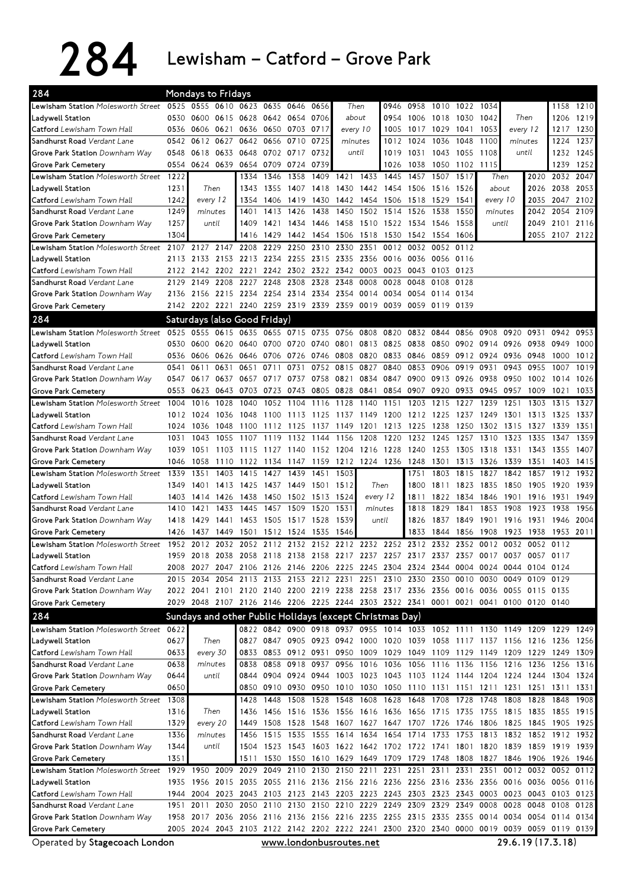# 284 Lewisham – Catford – Grove Park

## Mondays to Fridays

| 284 | | | | | | | | | | | | | | | | | | |
|---|---|---|---|---|---|---|---|---|---|---|---|---|---|---|---|---|---|---|
| Lewisham Station *Molesworth Street* | 0525 | 0555 | 0610 | 0623 | 0635 | 0646 | 0656 | Then | 0946 | 0958 | 1010 | 1022 | 1034 | Then | 1158 | 1210 |
| Ladywell Station | 0530 | 0600 | 0615 | 0628 | 0642 | 0654 | 0706 | about | 0954 | 1006 | 1018 | 1030 | 1042 | every 12 | 1206 | 1219 |
| Catford *Lewisham Town Hall* | 0536 | 0606 | 0621 | 0636 | 0650 | 0703 | 0717 | every 10 | 1005 | 1017 | 1029 | 1041 | 1053 | minutes | 1217 | 1230 |
| Sandhurst Road *Verdant Lane* | 0542 | 0612 | 0627 | 0642 | 0656 | 0710 | 0725 | minutes | 1012 | 1024 | 1036 | 1048 | 1100 | until | 1224 | 1237 |
| Grove Park Station *Downham Way* | 0548 | 0618 | 0633 | 0648 | 0702 | 0717 | 0732 | until | 1019 | 1031 | 1043 | 1055 | 1108 | | 1232 | 1245 |
| Grove Park Cemetery | 0554 | 0624 | 0639 | 0654 | 0709 | 0724 | 0739 | | 1026 | 1038 | 1050 | 1102 | 1115 | | 1239 | 1252 |

| | | | | | | | | | | | | | | | | | |
|---|---|---|---|---|---|---|---|---|---|---|---|---|---|---|---|---|
| Lewisham Station *Molesworth Street* | 1222 | Then | 1334 | 1346 | 1358 | 1409 | 1421 | 1433 | 1445 | 1457 | 1507 | 1517 | Then | 2020 | 2032 | 2047 |
| Ladywell Station | 1231 | every 12 | 1343 | 1355 | 1407 | 1418 | 1430 | 1442 | 1454 | 1506 | 1516 | 1526 | about | 2026 | 2038 | 2053 |
| Catford *Lewisham Town Hall* | 1242 | minutes | 1354 | 1406 | 1419 | 1430 | 1442 | 1454 | 1506 | 1518 | 1529 | 1541 | every 10 | 2035 | 2047 | 2102 |
| Sandhurst Road *Verdant Lane* | 1249 | until | 1401 | 1413 | 1426 | 1438 | 1450 | 1502 | 1514 | 1526 | 1538 | 1550 | minutes | 2042 | 2054 | 2109 |
| Grove Park Station *Downham Way* | 1257 | | 1409 | 1421 | 1434 | 1446 | 1458 | 1510 | 1522 | 1534 | 1546 | 1558 | until | 2049 | 2101 | 2116 |
| Grove Park Cemetery | 1304 | | 1416 | 1429 | 1442 | 1454 | 1506 | 1518 | 1530 | 1542 | 1554 | 1606 | | 2055 | 2107 | 2122 |

| | | | | | | | | | | | | | |
|---|---|---|---|---|---|---|---|---|---|---|---|---|---|
| Lewisham Station *Molesworth Street* | 2107 | 2127 | 2147 | 2208 | 2229 | 2250 | 2310 | 2330 | 2351 | 0012 | 0032 | 0052 | 0112 |
| Ladywell Station | 2113 | 2133 | 2153 | 2213 | 2234 | 2255 | 2315 | 2335 | 2356 | 0016 | 0036 | 0056 | 0116 |
| Catford *Lewisham Town Hall* | 2122 | 2142 | 2202 | 2221 | 2242 | 2302 | 2322 | 2342 | 0003 | 0023 | 0043 | 0103 | 0123 |
| Sandhurst Road *Verdant Lane* | 2129 | 2149 | 2208 | 2227 | 2248 | 2308 | 2328 | 2348 | 0008 | 0028 | 0048 | 0108 | 0128 |
| Grove Park Station *Downham Way* | 2136 | 2156 | 2215 | 2234 | 2254 | 2314 | 2334 | 2354 | 0014 | 0034 | 0054 | 0114 | 0134 |
| Grove Park Cemetery | 2142 | 2202 | 2221 | 2240 | 2259 | 2319 | 2339 | 2359 | 0019 | 0039 | 0059 | 0119 | 0139 |

## Saturdays (also Good Friday)

| 284 | | | | | | | | | | | | | | | | | | |
|---|---|---|---|---|---|---|---|---|---|---|---|---|---|---|---|---|---|---|
| Lewisham Station *Molesworth Street* | 0525 | 0555 | 0615 | 0635 | 0655 | 0715 | 0735 | 0756 | 0808 | 0820 | 0832 | 0844 | 0856 | 0908 | 0920 | 0931 | 0942 | 0953 |
| Ladywell Station | 0530 | 0600 | 0620 | 0640 | 0700 | 0720 | 0740 | 0801 | 0813 | 0825 | 0838 | 0850 | 0902 | 0914 | 0926 | 0938 | 0949 | 1000 |
| Catford *Lewisham Town Hall* | 0536 | 0606 | 0626 | 0646 | 0706 | 0726 | 0746 | 0808 | 0820 | 0833 | 0846 | 0859 | 0912 | 0924 | 0936 | 0948 | 1000 | 1012 |
| Sandhurst Road *Verdant Lane* | 0541 | 0611 | 0631 | 0651 | 0711 | 0731 | 0752 | 0815 | 0827 | 0840 | 0853 | 0906 | 0919 | 0931 | 0943 | 0955 | 1007 | 1019 |
| Grove Park Station *Downham Way* | 0547 | 0617 | 0637 | 0657 | 0717 | 0737 | 0758 | 0821 | 0834 | 0847 | 0900 | 0913 | 0926 | 0938 | 0950 | 1002 | 1014 | 1026 |
| Grove Park Cemetery | 0553 | 0623 | 0643 | 0703 | 0723 | 0743 | 0805 | 0828 | 0841 | 0854 | 0907 | 0920 | 0933 | 0945 | 0957 | 1009 | 1021 | 1033 |

| | | | | | | | | | | | | | | | | | | |
|---|---|---|---|---|---|---|---|---|---|---|---|---|---|---|---|---|---|---|
| Lewisham Station *Molesworth Street* | 1004 | 1016 | 1028 | 1040 | 1052 | 1104 | 1116 | 1128 | 1140 | 1151 | 1203 | 1215 | 1227 | 1239 | 1251 | 1303 | 1315 | 1327 |
| Ladywell Station | 1012 | 1024 | 1036 | 1048 | 1100 | 1113 | 1125 | 1137 | 1149 | 1200 | 1212 | 1225 | 1237 | 1249 | 1301 | 1313 | 1325 | 1337 |
| Catford *Lewisham Town Hall* | 1024 | 1036 | 1048 | 1100 | 1112 | 1125 | 1137 | 1149 | 1201 | 1213 | 1225 | 1238 | 1250 | 1302 | 1315 | 1327 | 1339 | 1351 |
| Sandhurst Road *Verdant Lane* | 1031 | 1043 | 1055 | 1107 | 1119 | 1132 | 1144 | 1156 | 1208 | 1220 | 1232 | 1245 | 1257 | 1310 | 1323 | 1335 | 1347 | 1359 |
| Grove Park Station *Downham Way* | 1039 | 1051 | 1103 | 1115 | 1127 | 1140 | 1152 | 1204 | 1216 | 1228 | 1240 | 1253 | 1305 | 1318 | 1331 | 1343 | 1355 | 1407 |
| Grove Park Cemetery | 1046 | 1058 | 1110 | 1122 | 1134 | 1147 | 1159 | 1212 | 1224 | 1236 | 1248 | 1301 | 1313 | 1326 | 1339 | 1351 | 1403 | 1415 |

| | | | | | | | | | | | | | | | | | |
|---|---|---|---|---|---|---|---|---|---|---|---|---|---|---|---|---|---|
| Lewisham Station *Molesworth Street* | 1339 | 1351 | 1403 | 1415 | 1427 | 1439 | 1451 | 1503 | Then | 1751 | 1803 | 1815 | 1827 | 1842 | 1857 | 1912 | 1932 |
| Ladywell Station | 1349 | 1401 | 1413 | 1425 | 1437 | 1449 | 1501 | 1512 | every 12 | 1800 | 1811 | 1823 | 1835 | 1850 | 1905 | 1920 | 1939 |
| Catford *Lewisham Town Hall* | 1403 | 1414 | 1426 | 1438 | 1450 | 1502 | 1513 | 1524 | minutes | 1811 | 1822 | 1834 | 1846 | 1901 | 1916 | 1931 | 1949 |
| Sandhurst Road *Verdant Lane* | 1410 | 1421 | 1433 | 1445 | 1457 | 1509 | 1520 | 1531 | until | 1818 | 1829 | 1841 | 1853 | 1908 | 1923 | 1938 | 1956 |
| Grove Park Station *Downham Way* | 1418 | 1429 | 1441 | 1453 | 1505 | 1517 | 1528 | 1539 | | 1826 | 1837 | 1849 | 1901 | 1916 | 1931 | 1946 | 2004 |
| Grove Park Cemetery | 1426 | 1437 | 1449 | 1501 | 1512 | 1524 | 1535 | 1546 | | 1833 | 1844 | 1856 | 1908 | 1923 | 1938 | 1953 | 2011 |

| | | | | | | | | | | | | | | | | | |
|---|---|---|---|---|---|---|---|---|---|---|---|---|---|---|---|---|---|
| Lewisham Station *Molesworth Street* | 1952 | 2012 | 2032 | 2052 | 2112 | 2132 | 2152 | 2212 | 2232 | 2252 | 2312 | 2332 | 2352 | 0012 | 0032 | 0052 | 0112 |
| Ladywell Station | 1959 | 2018 | 2038 | 2058 | 2118 | 2138 | 2158 | 2217 | 2237 | 2257 | 2317 | 2337 | 2357 | 0017 | 0037 | 0057 | 0117 |
| Catford *Lewisham Town Hall* | 2008 | 2027 | 2047 | 2106 | 2126 | 2146 | 2206 | 2225 | 2245 | 2304 | 2324 | 2344 | 0004 | 0024 | 0044 | 0104 | 0124 |
| Sandhurst Road *Verdant Lane* | 2015 | 2034 | 2054 | 2113 | 2133 | 2153 | 2212 | 2231 | 2251 | 2310 | 2330 | 2350 | 0010 | 0030 | 0049 | 0109 | 0129 |
| Grove Park Station *Downham Way* | 2022 | 2041 | 2101 | 2120 | 2140 | 2200 | 2219 | 2238 | 2258 | 2317 | 2336 | 2356 | 0016 | 0036 | 0055 | 0115 | 0135 |
| Grove Park Cemetery | 2029 | 2048 | 2107 | 2126 | 2146 | 2206 | 2225 | 2244 | 2303 | 2322 | 2341 | 0001 | 0021 | 0041 | 0100 | 0120 | 0140 |

## Sundays and other Public Holidays (except Christmas Day)

| 284 | | | | | | | | | | | | | | | | | |
|---|---|---|---|---|---|---|---|---|---|---|---|---|---|---|---|---|---|
| Lewisham Station *Molesworth Street* | 0622 | Then | 0822 | 0842 | 0900 | 0918 | 0937 | 0955 | 1014 | 1033 | 1052 | 1111 | 1130 | 1149 | 1209 | 1229 | 1249 |
| Ladywell Station | 0627 | every 30 | 0827 | 0847 | 0905 | 0923 | 0942 | 1000 | 1020 | 1039 | 1058 | 1117 | 1137 | 1156 | 1216 | 1236 | 1256 |
| Catford *Lewisham Town Hall* | 0633 | minutes | 0833 | 0853 | 0912 | 0931 | 0950 | 1009 | 1029 | 1049 | 1109 | 1129 | 1149 | 1209 | 1229 | 1249 | 1309 |
| Sandhurst Road *Verdant Lane* | 0638 | until | 0838 | 0858 | 0918 | 0937 | 0956 | 1016 | 1036 | 1056 | 1116 | 1136 | 1156 | 1216 | 1236 | 1256 | 1316 |
| Grove Park Station *Downham Way* | 0644 | | 0844 | 0904 | 0924 | 0944 | 1003 | 1023 | 1043 | 1103 | 1124 | 1144 | 1204 | 1224 | 1244 | 1304 | 1324 |
| Grove Park Cemetery | 0650 | | 0850 | 0910 | 0930 | 0950 | 1010 | 1030 | 1050 | 1110 | 1131 | 1151 | 1211 | 1231 | 1251 | 1311 | 1331 |

| | | | | | | | | | | | | | | | | | |
|---|---|---|---|---|---|---|---|---|---|---|---|---|---|---|---|---|---|
| Lewisham Station *Molesworth Street* | 1308 | Then | 1428 | 1448 | 1508 | 1528 | 1548 | 1608 | 1628 | 1648 | 1708 | 1728 | 1748 | 1808 | 1828 | 1848 | 1908 |
| Ladywell Station | 1316 | every 20 | 1436 | 1456 | 1516 | 1536 | 1556 | 1616 | 1636 | 1656 | 1715 | 1735 | 1755 | 1815 | 1835 | 1855 | 1915 |
| Catford *Lewisham Town Hall* | 1329 | minutes | 1449 | 1508 | 1528 | 1548 | 1607 | 1627 | 1647 | 1707 | 1726 | 1746 | 1806 | 1825 | 1845 | 1905 | 1925 |
| Sandhurst Road *Verdant Lane* | 1336 | until | 1456 | 1515 | 1535 | 1555 | 1614 | 1634 | 1654 | 1714 | 1733 | 1753 | 1813 | 1832 | 1852 | 1912 | 1932 |
| Grove Park Station *Downham Way* | 1344 | | 1504 | 1523 | 1543 | 1603 | 1622 | 1642 | 1702 | 1722 | 1741 | 1801 | 1820 | 1839 | 1859 | 1919 | 1939 |
| Grove Park Cemetery | 1351 | | 1511 | 1530 | 1550 | 1610 | 1629 | 1649 | 1709 | 1729 | 1748 | 1808 | 1827 | 1846 | 1906 | 1926 | 1946 |

| | | | | | | | | | | | | | | | | | | |
|---|---|---|---|---|---|---|---|---|---|---|---|---|---|---|---|---|---|---|
| Lewisham Station *Molesworth Street* | 1929 | 1950 | 2009 | 2029 | 2049 | 2110 | 2130 | 2150 | 2211 | 2231 | 2251 | 2311 | 2331 | 2351 | 0012 | 0032 | 0052 | 0112 |
| Ladywell Station | 1935 | 1956 | 2015 | 2035 | 2055 | 2116 | 2136 | 2156 | 2216 | 2236 | 2256 | 2316 | 2336 | 2356 | 0016 | 0036 | 0056 | 0116 |
| Catford *Lewisham Town Hall* | 1944 | 2004 | 2023 | 2043 | 2103 | 2123 | 2143 | 2203 | 2223 | 2243 | 2303 | 2323 | 2343 | 0003 | 0023 | 0043 | 0103 | 0123 |
| Sandhurst Road *Verdant Lane* | 1951 | 2011 | 2030 | 2050 | 2110 | 2130 | 2150 | 2210 | 2229 | 2249 | 2309 | 2329 | 2349 | 0008 | 0028 | 0048 | 0108 | 0128 |
| Grove Park Station *Downham Way* | 1958 | 2017 | 2036 | 2056 | 2116 | 2136 | 2156 | 2216 | 2235 | 2255 | 2315 | 2335 | 2355 | 0014 | 0034 | 0054 | 0114 | 0134 |
| Grove Park Cemetery | 2005 | 2024 | 2043 | 2103 | 2122 | 2142 | 2202 | 2222 | 2241 | 2300 | 2320 | 2340 | 0000 | 0019 | 0039 | 0059 | 0119 | 0139 |

Operated by **Stagecoach London**

www.londonbusroutes.net

29.6.19 (17.3.18)